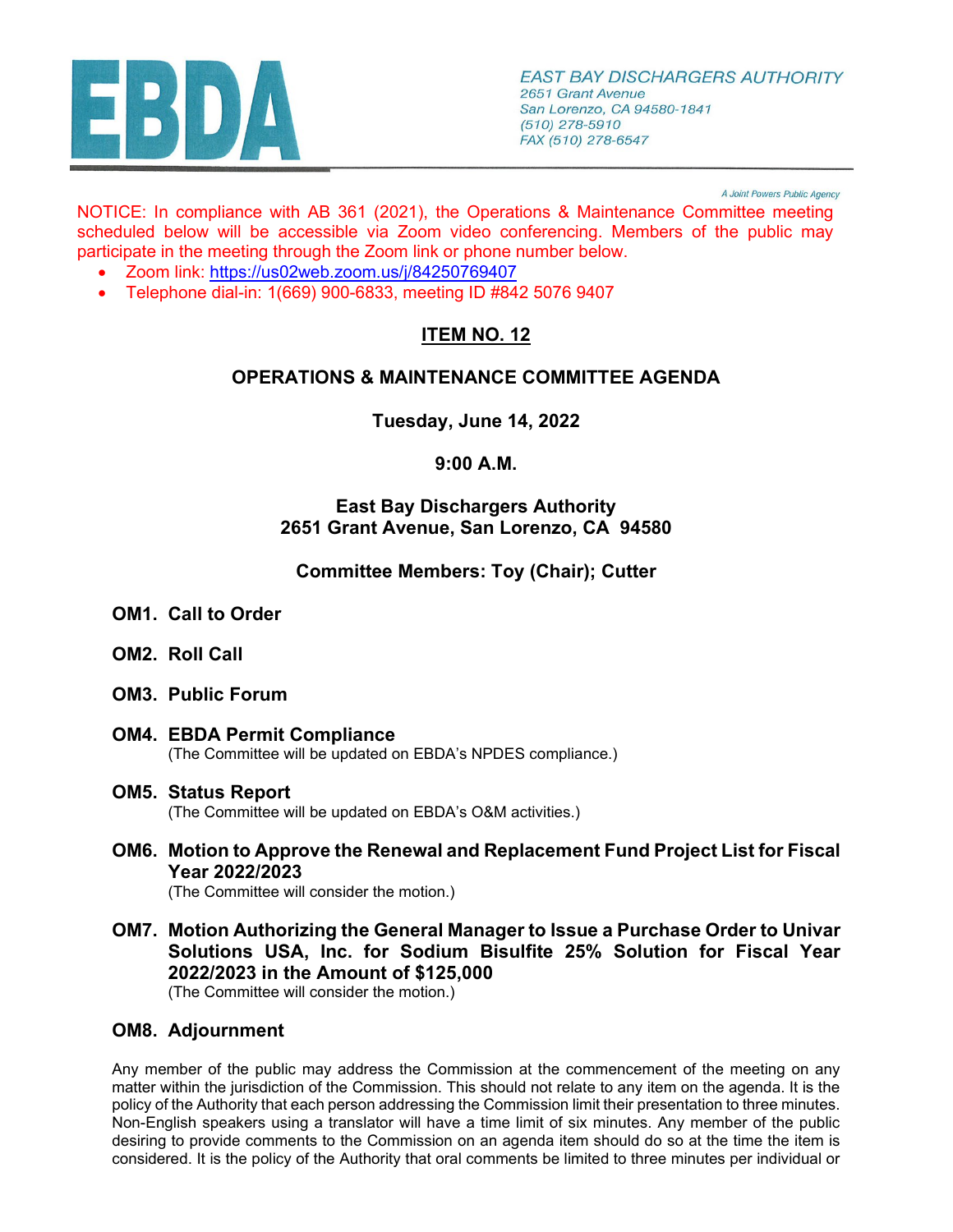EBDA

*EAST BAY DISCHARGERS AUTHORITY*
*2651 Grant Avenue*
*San Lorenzo, CA 94580-1841*
*(510) 278-5910*
*FAX (510) 278-6547*

*A Joint Powers Public Agency*

NOTICE: In compliance with AB 361 (2021), the Operations & Maintenance Committee meeting scheduled below will be accessible via Zoom video conferencing. Members of the public may participate in the meeting through the Zoom link or phone number below.

- Zoom link: https://us02web.zoom.us/j/84250769407
- Telephone dial-in: 1(669) 900-6833, meeting ID #842 5076 9407

## ITEM NO. 12

## OPERATIONS & MAINTENANCE COMMITTEE AGENDA

**Tuesday, June 14, 2022**

**9:00 A.M.**

**East Bay Dischargers Authority**
**2651 Grant Avenue, San Lorenzo, CA 94580**

**Committee Members: Toy (Chair); Cutter**

**OM1. Call to Order**

**OM2. Roll Call**

**OM3. Public Forum**

**OM4. EBDA Permit Compliance**
(The Committee will be updated on EBDA's NPDES compliance.)

**OM5. Status Report**
(The Committee will be updated on EBDA's O&M activities.)

**OM6. Motion to Approve the Renewal and Replacement Fund Project List for Fiscal Year 2022/2023**
(The Committee will consider the motion.)

**OM7. Motion Authorizing the General Manager to Issue a Purchase Order to Univar Solutions USA, Inc. for Sodium Bisulfite 25% Solution for Fiscal Year 2022/2023 in the Amount of $125,000**
(The Committee will consider the motion.)

**OM8. Adjournment**

Any member of the public may address the Commission at the commencement of the meeting on any matter within the jurisdiction of the Commission. This should not relate to any item on the agenda. It is the policy of the Authority that each person addressing the Commission limit their presentation to three minutes. Non-English speakers using a translator will have a time limit of six minutes. Any member of the public desiring to provide comments to the Commission on an agenda item should do so at the time the item is considered. It is the policy of the Authority that oral comments be limited to three minutes per individual or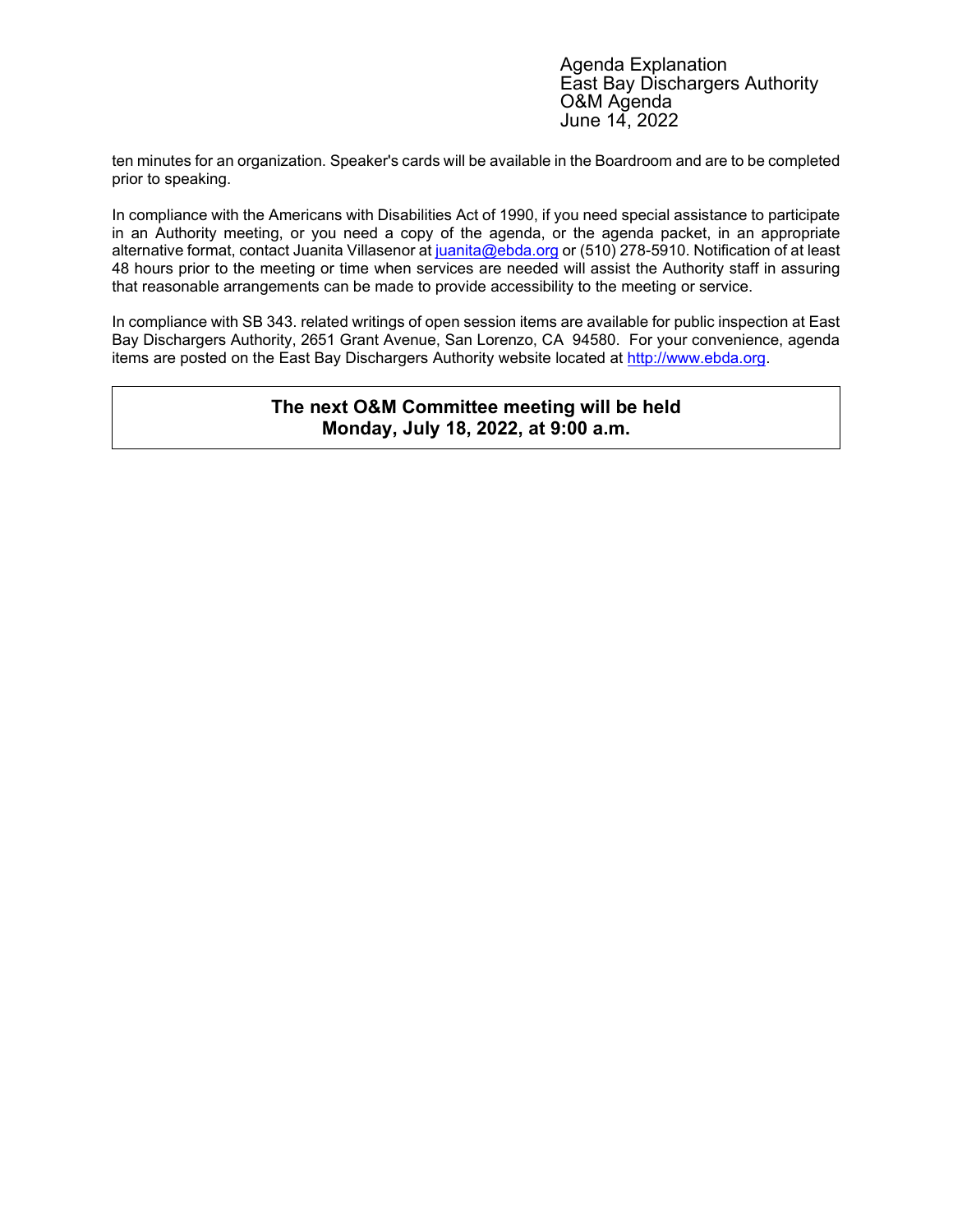ten minutes for an organization. Speaker's cards will be available in the Boardroom and are to be completed prior to speaking.

In compliance with the Americans with Disabilities Act of 1990, if you need special assistance to participate in an Authority meeting, or you need a copy of the agenda, or the agenda packet, in an appropriate alternative format, contact Juanita Villasenor at juanita@ebda.org or (510) 278-5910. Notification of at least 48 hours prior to the meeting or time when services are needed will assist the Authority staff in assuring that reasonable arrangements can be made to provide accessibility to the meeting or service.

In compliance with SB 343. related writings of open session items are available for public inspection at East Bay Dischargers Authority, 2651 Grant Avenue, San Lorenzo, CA 94580. For your convenience, agenda items are posted on the East Bay Dischargers Authority website located at http://www.ebda.org.

**The next O&M Committee meeting will be held
Monday, July 18, 2022, at 9:00 a.m.**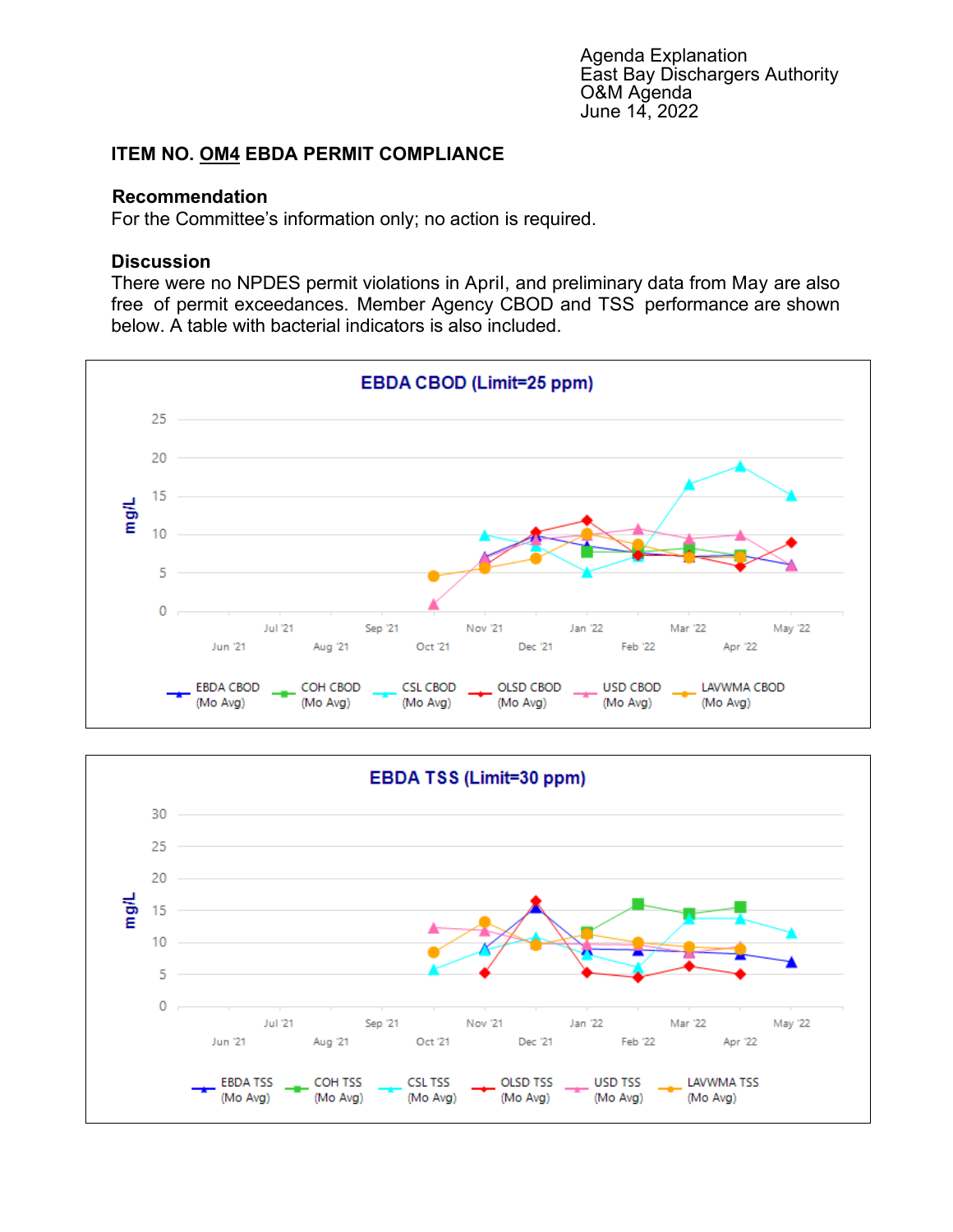Agenda Explanation
East Bay Dischargers Authority
O&M Agenda
June 14, 2022

## ITEM NO. OM4 EBDA PERMIT COMPLIANCE

### Recommendation

For the Committee's information only; no action is required.

### Discussion

There were no NPDES permit violations in April, and preliminary data from May are also free of permit exceedances. Member Agency CBOD and TSS performance are shown below. A table with bacterial indicators is also included.

**EBDA CBOD (Limit=25 ppm)**

**EBDA TSS (Limit=30 ppm)**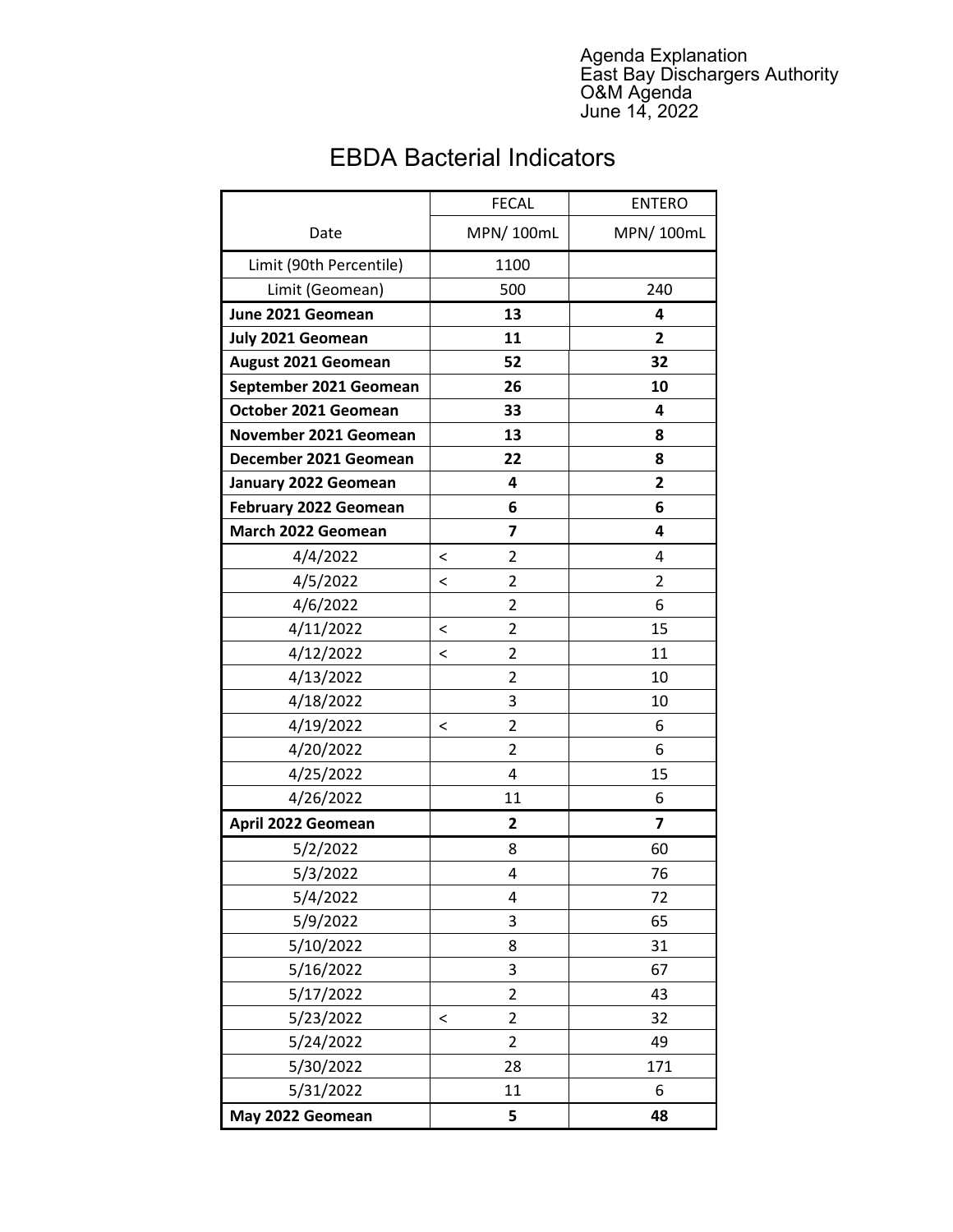Agenda Explanation
East Bay Dischargers Authority
O&M Agenda
June 14, 2022

# EBDA Bacterial Indicators

| Date | FECAL MPN/ 100mL | ENTERO MPN/ 100mL |
|---|---|---|
| Limit (90th Percentile) | 1100 | |
| Limit (Geomean) | 500 | 240 |
| **June 2021 Geomean** | **13** | **4** |
| **July 2021 Geomean** | **11** | **2** |
| **August 2021 Geomean** | **52** | **32** |
| **September 2021 Geomean** | **26** | **10** |
| **October 2021 Geomean** | **33** | **4** |
| **November 2021 Geomean** | **13** | **8** |
| **December 2021 Geomean** | **22** | **8** |
| **January 2022 Geomean** | **4** | **2** |
| **February 2022 Geomean** | **6** | **6** |
| **March 2022 Geomean** | **7** | **4** |
| 4/4/2022 | < 2 | 4 |
| 4/5/2022 | < 2 | 2 |
| 4/6/2022 | 2 | 6 |
| 4/11/2022 | < 2 | 15 |
| 4/12/2022 | < 2 | 11 |
| 4/13/2022 | 2 | 10 |
| 4/18/2022 | 3 | 10 |
| 4/19/2022 | < 2 | 6 |
| 4/20/2022 | 2 | 6 |
| 4/25/2022 | 4 | 15 |
| 4/26/2022 | 11 | 6 |
| **April 2022 Geomean** | **2** | **7** |
| 5/2/2022 | 8 | 60 |
| 5/3/2022 | 4 | 76 |
| 5/4/2022 | 4 | 72 |
| 5/9/2022 | 3 | 65 |
| 5/10/2022 | 8 | 31 |
| 5/16/2022 | 3 | 67 |
| 5/17/2022 | 2 | 43 |
| 5/23/2022 | < 2 | 32 |
| 5/24/2022 | 2 | 49 |
| 5/30/2022 | 28 | 171 |
| 5/31/2022 | 11 | 6 |
| **May 2022 Geomean** | **5** | **48** |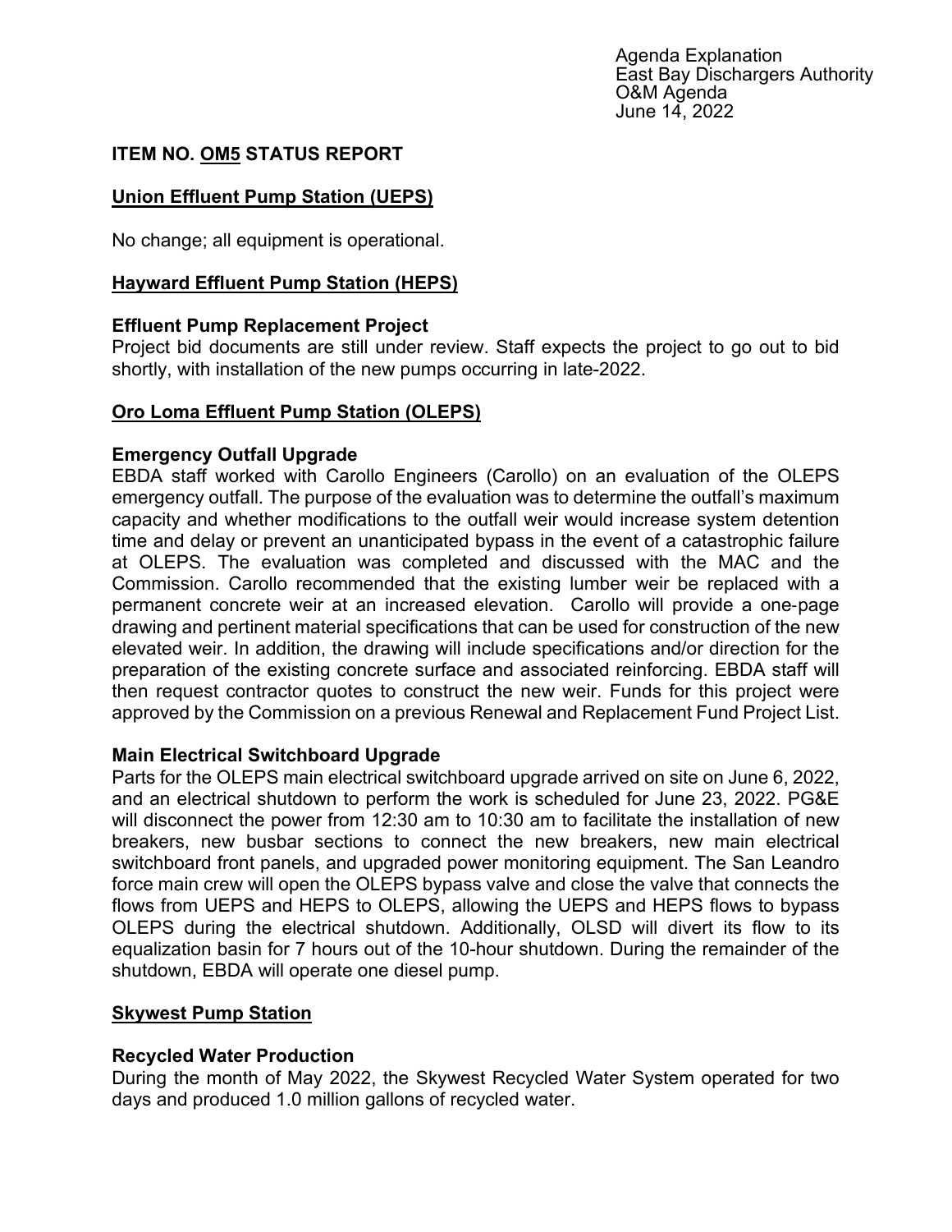Agenda Explanation
East Bay Dischargers Authority
O&M Agenda
June 14, 2022

## ITEM NO. OM5 STATUS REPORT

### Union Effluent Pump Station (UEPS)

No change; all equipment is operational.

### Hayward Effluent Pump Station (HEPS)

#### Effluent Pump Replacement Project

Project bid documents are still under review. Staff expects the project to go out to bid shortly, with installation of the new pumps occurring in late-2022.

### Oro Loma Effluent Pump Station (OLEPS)

#### Emergency Outfall Upgrade

EBDA staff worked with Carollo Engineers (Carollo) on an evaluation of the OLEPS emergency outfall. The purpose of the evaluation was to determine the outfall's maximum capacity and whether modifications to the outfall weir would increase system detention time and delay or prevent an unanticipated bypass in the event of a catastrophic failure at OLEPS. The evaluation was completed and discussed with the MAC and the Commission. Carollo recommended that the existing lumber weir be replaced with a permanent concrete weir at an increased elevation. Carollo will provide a one-page drawing and pertinent material specifications that can be used for construction of the new elevated weir. In addition, the drawing will include specifications and/or direction for the preparation of the existing concrete surface and associated reinforcing. EBDA staff will then request contractor quotes to construct the new weir. Funds for this project were approved by the Commission on a previous Renewal and Replacement Fund Project List.

#### Main Electrical Switchboard Upgrade

Parts for the OLEPS main electrical switchboard upgrade arrived on site on June 6, 2022, and an electrical shutdown to perform the work is scheduled for June 23, 2022. PG&E will disconnect the power from 12:30 am to 10:30 am to facilitate the installation of new breakers, new busbar sections to connect the new breakers, new main electrical switchboard front panels, and upgraded power monitoring equipment. The San Leandro force main crew will open the OLEPS bypass valve and close the valve that connects the flows from UEPS and HEPS to OLEPS, allowing the UEPS and HEPS flows to bypass OLEPS during the electrical shutdown. Additionally, OLSD will divert its flow to its equalization basin for 7 hours out of the 10-hour shutdown. During the remainder of the shutdown, EBDA will operate one diesel pump.

### Skywest Pump Station

#### Recycled Water Production

During the month of May 2022, the Skywest Recycled Water System operated for two days and produced 1.0 million gallons of recycled water.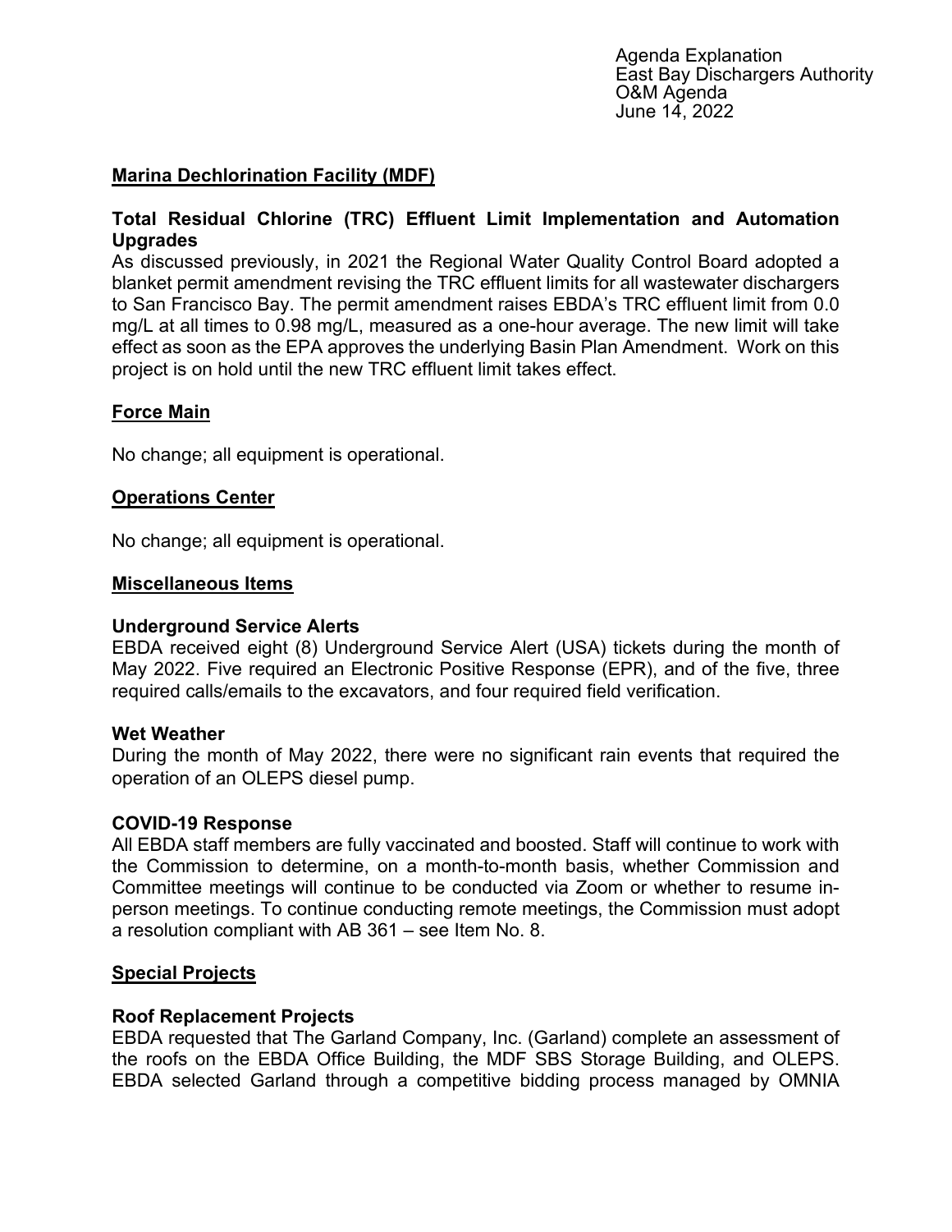## Marina Dechlorination Facility (MDF)

### Total Residual Chlorine (TRC) Effluent Limit Implementation and Automation Upgrades

As discussed previously, in 2021 the Regional Water Quality Control Board adopted a blanket permit amendment revising the TRC effluent limits for all wastewater dischargers to San Francisco Bay. The permit amendment raises EBDA's TRC effluent limit from 0.0 mg/L at all times to 0.98 mg/L, measured as a one-hour average. The new limit will take effect as soon as the EPA approves the underlying Basin Plan Amendment. Work on this project is on hold until the new TRC effluent limit takes effect.

## Force Main

No change; all equipment is operational.

## Operations Center

No change; all equipment is operational.

## Miscellaneous Items

### Underground Service Alerts

EBDA received eight (8) Underground Service Alert (USA) tickets during the month of May 2022. Five required an Electronic Positive Response (EPR), and of the five, three required calls/emails to the excavators, and four required field verification.

### Wet Weather

During the month of May 2022, there were no significant rain events that required the operation of an OLEPS diesel pump.

### COVID-19 Response

All EBDA staff members are fully vaccinated and boosted. Staff will continue to work with the Commission to determine, on a month-to-month basis, whether Commission and Committee meetings will continue to be conducted via Zoom or whether to resume in-person meetings. To continue conducting remote meetings, the Commission must adopt a resolution compliant with AB 361 – see Item No. 8.

## Special Projects

### Roof Replacement Projects

EBDA requested that The Garland Company, Inc. (Garland) complete an assessment of the roofs on the EBDA Office Building, the MDF SBS Storage Building, and OLEPS. EBDA selected Garland through a competitive bidding process managed by OMNIA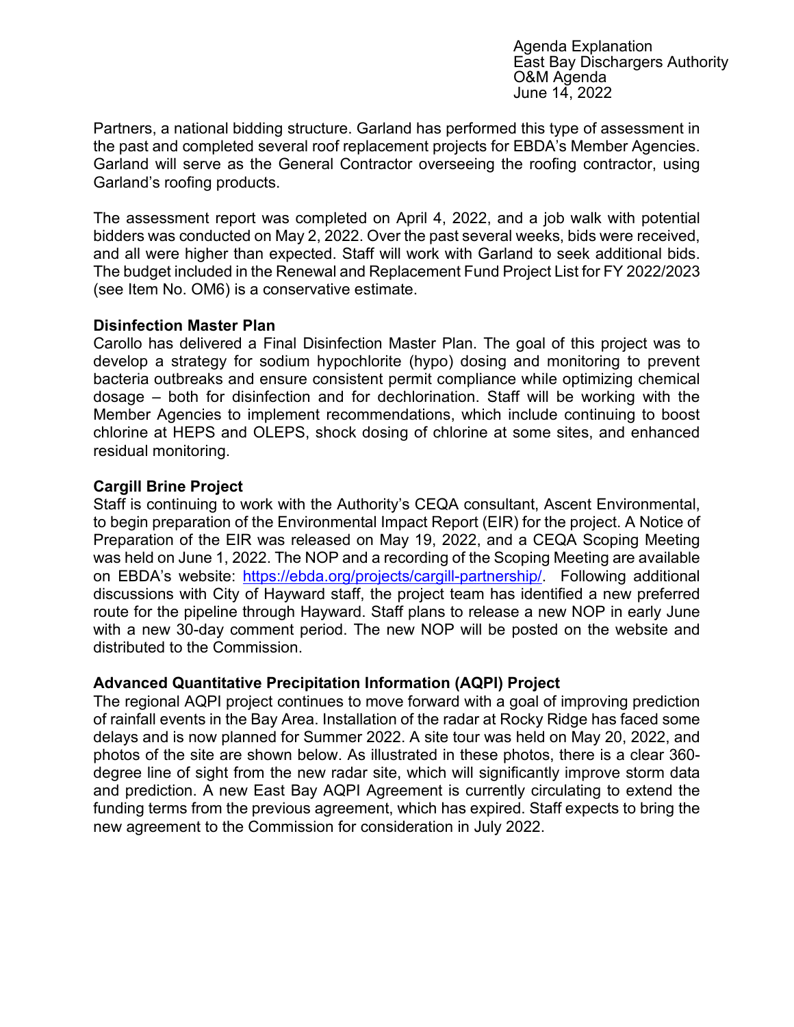Partners, a national bidding structure. Garland has performed this type of assessment in the past and completed several roof replacement projects for EBDA's Member Agencies. Garland will serve as the General Contractor overseeing the roofing contractor, using Garland's roofing products.

The assessment report was completed on April 4, 2022, and a job walk with potential bidders was conducted on May 2, 2022. Over the past several weeks, bids were received, and all were higher than expected. Staff will work with Garland to seek additional bids. The budget included in the Renewal and Replacement Fund Project List for FY 2022/2023 (see Item No. OM6) is a conservative estimate.

**Disinfection Master Plan**

Carollo has delivered a Final Disinfection Master Plan. The goal of this project was to develop a strategy for sodium hypochlorite (hypo) dosing and monitoring to prevent bacteria outbreaks and ensure consistent permit compliance while optimizing chemical dosage – both for disinfection and for dechlorination. Staff will be working with the Member Agencies to implement recommendations, which include continuing to boost chlorine at HEPS and OLEPS, shock dosing of chlorine at some sites, and enhanced residual monitoring.

**Cargill Brine Project**

Staff is continuing to work with the Authority's CEQA consultant, Ascent Environmental, to begin preparation of the Environmental Impact Report (EIR) for the project. A Notice of Preparation of the EIR was released on May 19, 2022, and a CEQA Scoping Meeting was held on June 1, 2022. The NOP and a recording of the Scoping Meeting are available on EBDA's website: https://ebda.org/projects/cargill-partnership/. Following additional discussions with City of Hayward staff, the project team has identified a new preferred route for the pipeline through Hayward. Staff plans to release a new NOP in early June with a new 30-day comment period. The new NOP will be posted on the website and distributed to the Commission.

**Advanced Quantitative Precipitation Information (AQPI) Project**

The regional AQPI project continues to move forward with a goal of improving prediction of rainfall events in the Bay Area. Installation of the radar at Rocky Ridge has faced some delays and is now planned for Summer 2022. A site tour was held on May 20, 2022, and photos of the site are shown below. As illustrated in these photos, there is a clear 360-degree line of sight from the new radar site, which will significantly improve storm data and prediction. A new East Bay AQPI Agreement is currently circulating to extend the funding terms from the previous agreement, which has expired. Staff expects to bring the new agreement to the Commission for consideration in July 2022.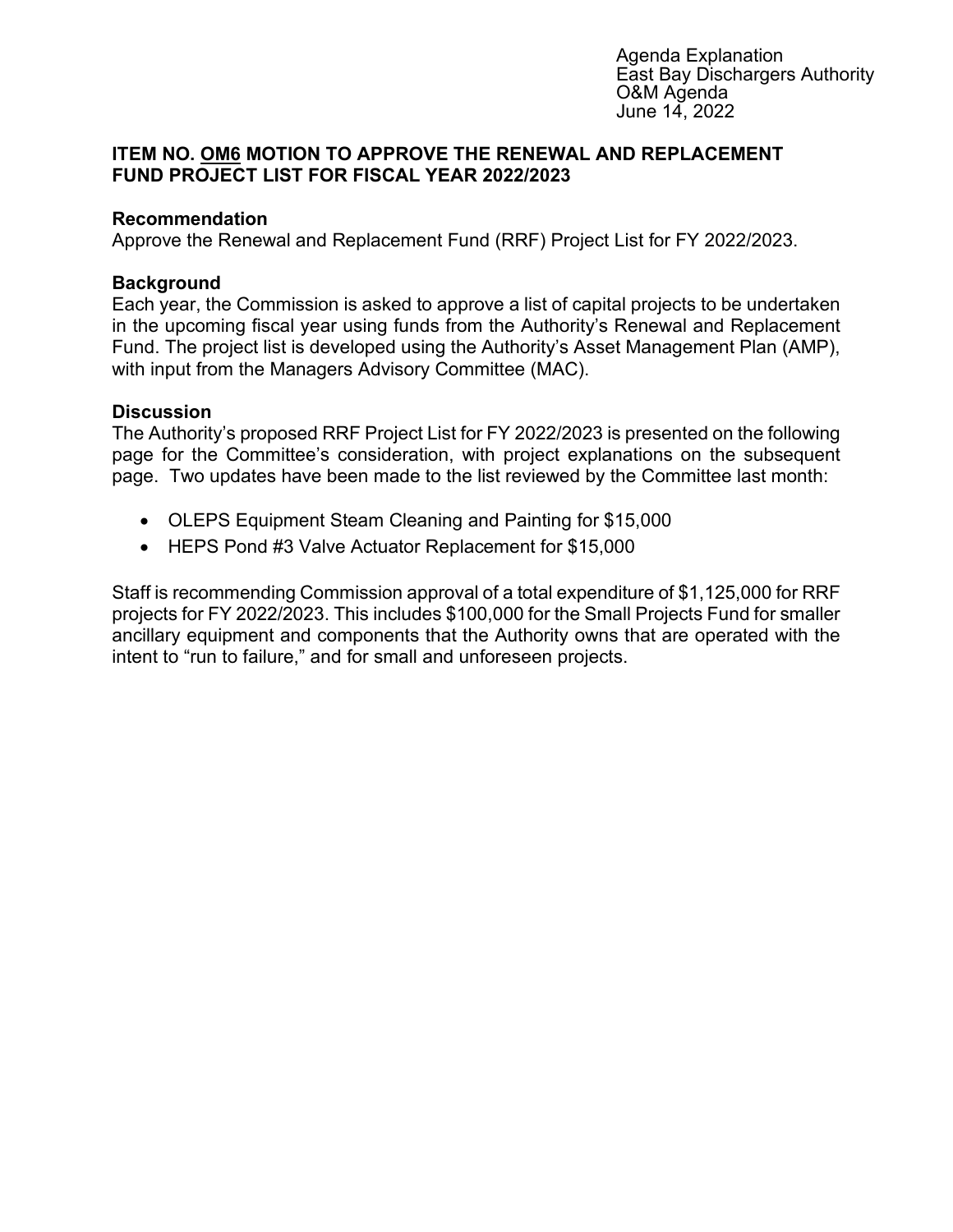Agenda Explanation
East Bay Dischargers Authority
O&M Agenda
June 14, 2022

### ITEM NO. OM6 MOTION TO APPROVE THE RENEWAL AND REPLACEMENT FUND PROJECT LIST FOR FISCAL YEAR 2022/2023

**Recommendation**

Approve the Renewal and Replacement Fund (RRF) Project List for FY 2022/2023.

**Background**

Each year, the Commission is asked to approve a list of capital projects to be undertaken in the upcoming fiscal year using funds from the Authority's Renewal and Replacement Fund. The project list is developed using the Authority's Asset Management Plan (AMP), with input from the Managers Advisory Committee (MAC).

**Discussion**

The Authority's proposed RRF Project List for FY 2022/2023 is presented on the following page for the Committee's consideration, with project explanations on the subsequent page. Two updates have been made to the list reviewed by the Committee last month:

- OLEPS Equipment Steam Cleaning and Painting for $15,000
- HEPS Pond #3 Valve Actuator Replacement for $15,000

Staff is recommending Commission approval of a total expenditure of $1,125,000 for RRF projects for FY 2022/2023. This includes $100,000 for the Small Projects Fund for smaller ancillary equipment and components that the Authority owns that are operated with the intent to "run to failure," and for small and unforeseen projects.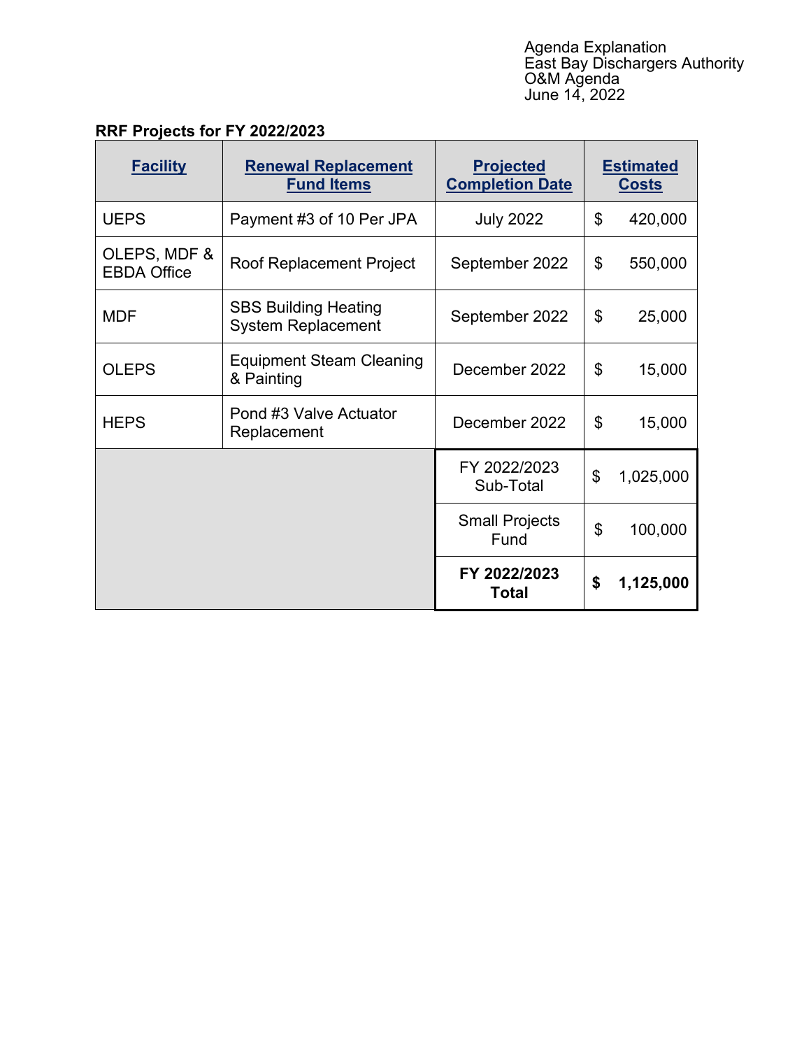Agenda Explanation
East Bay Dischargers Authority
O&M Agenda
June 14, 2022

**RRF Projects for FY 2022/2023**

| Facility | Renewal Replacement Fund Items | Projected Completion Date | Estimated Costs |
|---|---|---|---|
| UEPS | Payment #3 of 10 Per JPA | July 2022 | $ 420,000 |
| OLEPS, MDF & EBDA Office | Roof Replacement Project | September 2022 | $ 550,000 |
| MDF | SBS Building Heating System Replacement | September 2022 | $ 25,000 |
| OLEPS | Equipment Steam Cleaning & Painting | December 2022 | $ 15,000 |
| HEPS | Pond #3 Valve Actuator Replacement | December 2022 | $ 15,000 |
| | | FY 2022/2023 Sub-Total | $ 1,025,000 |
| | | Small Projects Fund | $ 100,000 |
| | | **FY 2022/2023 Total** | **$ 1,125,000** |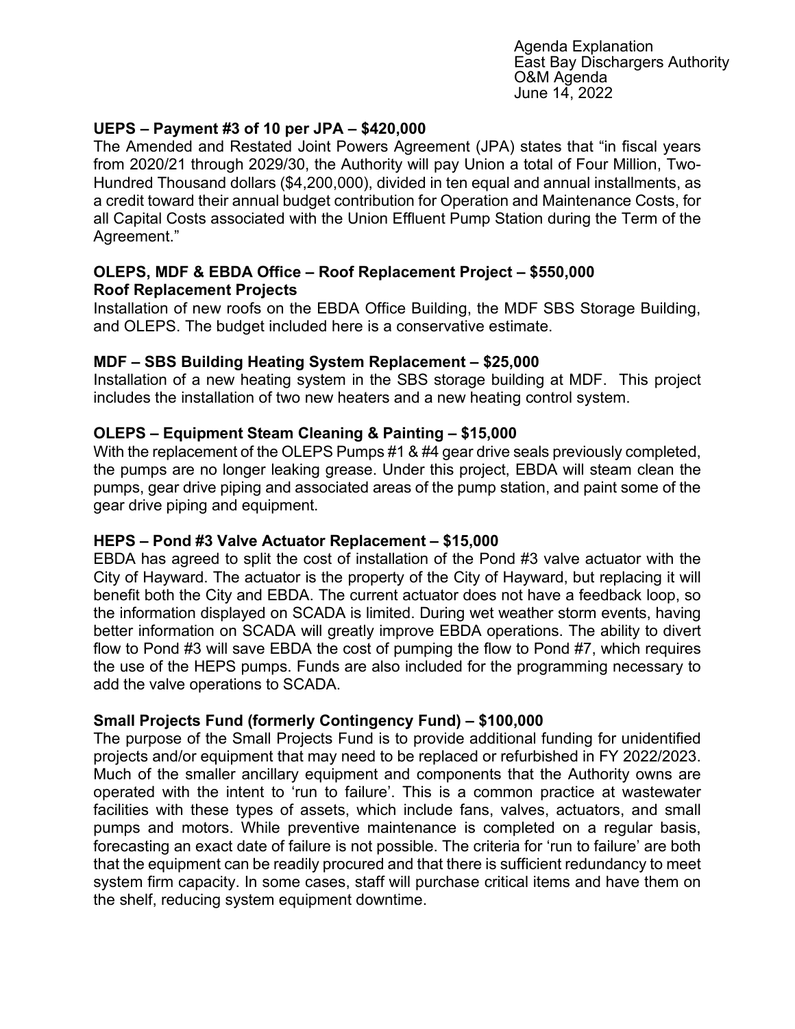**UEPS – Payment #3 of 10 per JPA – $420,000**

The Amended and Restated Joint Powers Agreement (JPA) states that "in fiscal years from 2020/21 through 2029/30, the Authority will pay Union a total of Four Million, Two-Hundred Thousand dollars ($4,200,000), divided in ten equal and annual installments, as a credit toward their annual budget contribution for Operation and Maintenance Costs, for all Capital Costs associated with the Union Effluent Pump Station during the Term of the Agreement."

**OLEPS, MDF & EBDA Office – Roof Replacement Project – $550,000**
**Roof Replacement Projects**

Installation of new roofs on the EBDA Office Building, the MDF SBS Storage Building, and OLEPS. The budget included here is a conservative estimate.

**MDF – SBS Building Heating System Replacement – $25,000**

Installation of a new heating system in the SBS storage building at MDF. This project includes the installation of two new heaters and a new heating control system.

**OLEPS – Equipment Steam Cleaning & Painting – $15,000**

With the replacement of the OLEPS Pumps #1 & #4 gear drive seals previously completed, the pumps are no longer leaking grease. Under this project, EBDA will steam clean the pumps, gear drive piping and associated areas of the pump station, and paint some of the gear drive piping and equipment.

**HEPS – Pond #3 Valve Actuator Replacement – $15,000**

EBDA has agreed to split the cost of installation of the Pond #3 valve actuator with the City of Hayward. The actuator is the property of the City of Hayward, but replacing it will benefit both the City and EBDA. The current actuator does not have a feedback loop, so the information displayed on SCADA is limited. During wet weather storm events, having better information on SCADA will greatly improve EBDA operations. The ability to divert flow to Pond #3 will save EBDA the cost of pumping the flow to Pond #7, which requires the use of the HEPS pumps. Funds are also included for the programming necessary to add the valve operations to SCADA.

**Small Projects Fund (formerly Contingency Fund) – $100,000**

The purpose of the Small Projects Fund is to provide additional funding for unidentified projects and/or equipment that may need to be replaced or refurbished in FY 2022/2023. Much of the smaller ancillary equipment and components that the Authority owns are operated with the intent to 'run to failure'. This is a common practice at wastewater facilities with these types of assets, which include fans, valves, actuators, and small pumps and motors. While preventive maintenance is completed on a regular basis, forecasting an exact date of failure is not possible. The criteria for 'run to failure' are both that the equipment can be readily procured and that there is sufficient redundancy to meet system firm capacity. In some cases, staff will purchase critical items and have them on the shelf, reducing system equipment downtime.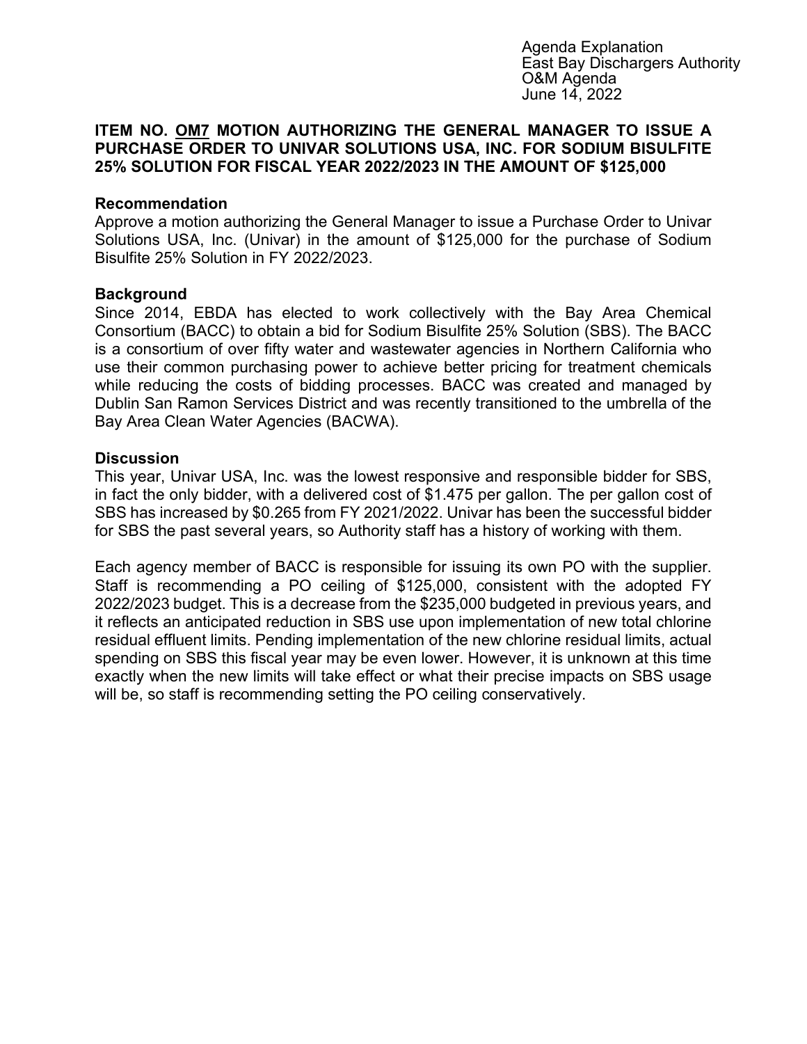Agenda Explanation
East Bay Dischargers Authority
O&M Agenda
June 14, 2022

**ITEM NO. OM7 MOTION AUTHORIZING THE GENERAL MANAGER TO ISSUE A PURCHASE ORDER TO UNIVAR SOLUTIONS USA, INC. FOR SODIUM BISULFITE 25% SOLUTION FOR FISCAL YEAR 2022/2023 IN THE AMOUNT OF $125,000**

**Recommendation**

Approve a motion authorizing the General Manager to issue a Purchase Order to Univar Solutions USA, Inc. (Univar) in the amount of $125,000 for the purchase of Sodium Bisulfite 25% Solution in FY 2022/2023.

**Background**

Since 2014, EBDA has elected to work collectively with the Bay Area Chemical Consortium (BACC) to obtain a bid for Sodium Bisulfite 25% Solution (SBS). The BACC is a consortium of over fifty water and wastewater agencies in Northern California who use their common purchasing power to achieve better pricing for treatment chemicals while reducing the costs of bidding processes. BACC was created and managed by Dublin San Ramon Services District and was recently transitioned to the umbrella of the Bay Area Clean Water Agencies (BACWA).

**Discussion**

This year, Univar USA, Inc. was the lowest responsive and responsible bidder for SBS, in fact the only bidder, with a delivered cost of $1.475 per gallon. The per gallon cost of SBS has increased by $0.265 from FY 2021/2022. Univar has been the successful bidder for SBS the past several years, so Authority staff has a history of working with them.

Each agency member of BACC is responsible for issuing its own PO with the supplier. Staff is recommending a PO ceiling of $125,000, consistent with the adopted FY 2022/2023 budget. This is a decrease from the $235,000 budgeted in previous years, and it reflects an anticipated reduction in SBS use upon implementation of new total chlorine residual effluent limits. Pending implementation of the new chlorine residual limits, actual spending on SBS this fiscal year may be even lower. However, it is unknown at this time exactly when the new limits will take effect or what their precise impacts on SBS usage will be, so staff is recommending setting the PO ceiling conservatively.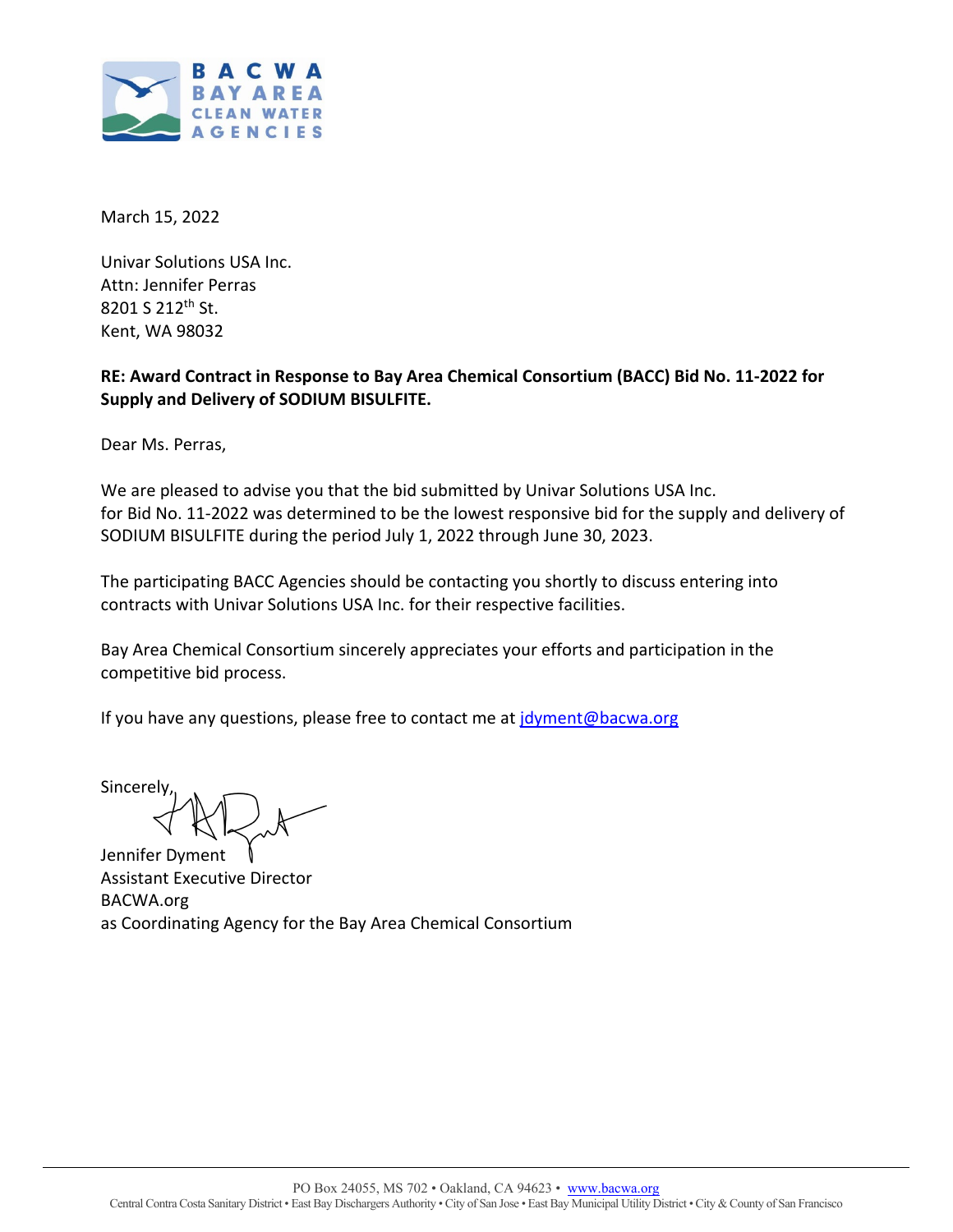BACWA
BAY AREA
CLEAN WATER
AGENCIES

March 15, 2022

Univar Solutions USA Inc.
Attn: Jennifer Perras
8201 S 212th St.
Kent, WA 98032

**RE: Award Contract in Response to Bay Area Chemical Consortium (BACC) Bid No. 11-2022 for Supply and Delivery of SODIUM BISULFITE.**

Dear Ms. Perras,

We are pleased to advise you that the bid submitted by Univar Solutions USA Inc. for Bid No. 11-2022 was determined to be the lowest responsive bid for the supply and delivery of SODIUM BISULFITE during the period July 1, 2022 through June 30, 2023.

The participating BACC Agencies should be contacting you shortly to discuss entering into contracts with Univar Solutions USA Inc. for their respective facilities.

Bay Area Chemical Consortium sincerely appreciates your efforts and participation in the competitive bid process.

If you have any questions, please free to contact me at jdyment@bacwa.org

Sincerely,

Jennifer Dyment
Assistant Executive Director
BACWA.org
as Coordinating Agency for the Bay Area Chemical Consortium

PO Box 24055, MS 702 • Oakland, CA 94623 • www.bacwa.org
Central Contra Costa Sanitary District • East Bay Dischargers Authority • City of San Jose • East Bay Municipal Utility District • City & County of San Francisco